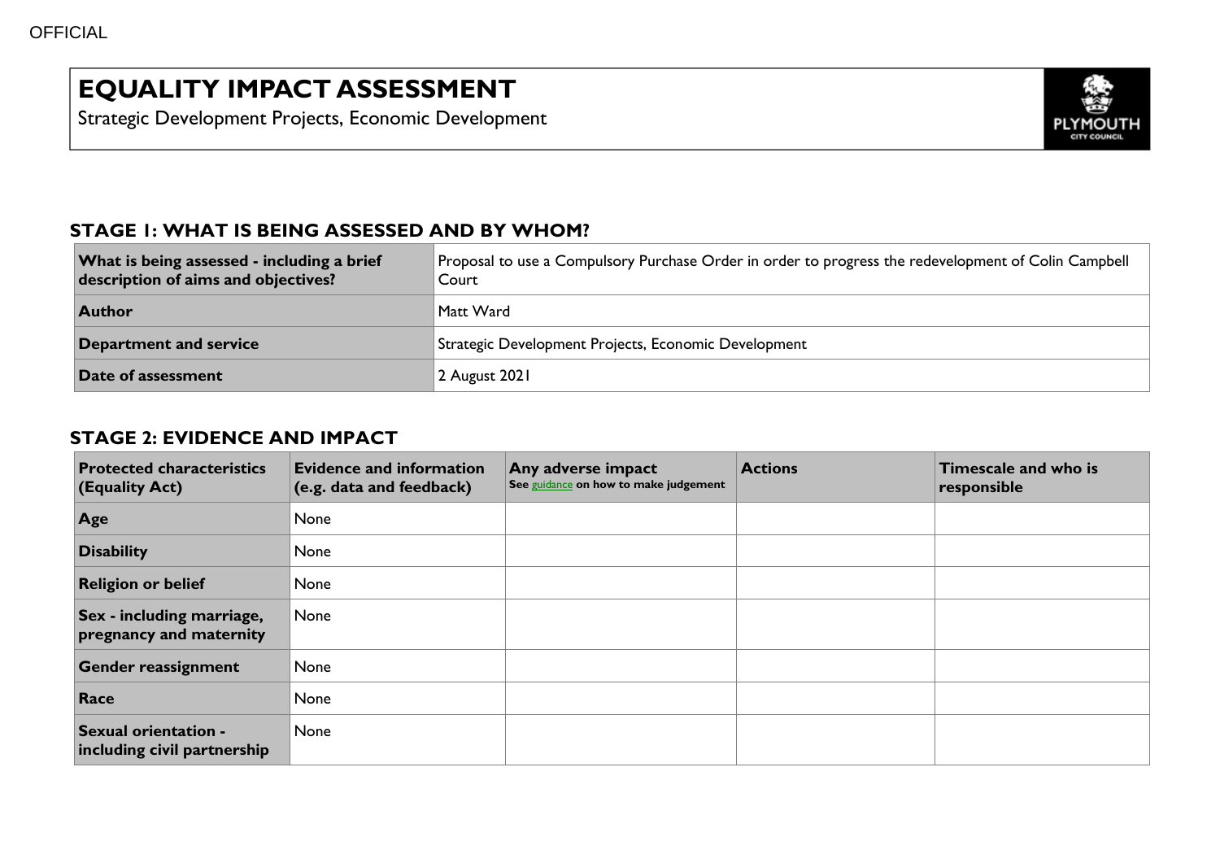# EQUALITY IMPACT ASSESSMENT

Strategic Development Projects, Economic Development

## STAGE 1: WHAT IS BEING ASSESSED AND BY WHOM?

| | |
|---|---|
| **What is being assessed - including a brief description of aims and objectives?** | Proposal to use a Compulsory Purchase Order in order to progress the redevelopment of Colin Campbell Court |
| **Author** | Matt Ward |
| **Department and service** | Strategic Development Projects, Economic Development |
| **Date of assessment** | 2 August 2021 |

## STAGE 2: EVIDENCE AND IMPACT

| Protected characteristics (Equality Act) | Evidence and information (e.g. data and feedback) | Any adverse impact See guidance on how to make judgement | Actions | Timescale and who is responsible |
|---|---|---|---|---|
| **Age** | None | | | |
| **Disability** | None | | | |
| **Religion or belief** | None | | | |
| **Sex - including marriage, pregnancy and maternity** | None | | | |
| **Gender reassignment** | None | | | |
| **Race** | None | | | |
| **Sexual orientation - including civil partnership** | None | | | |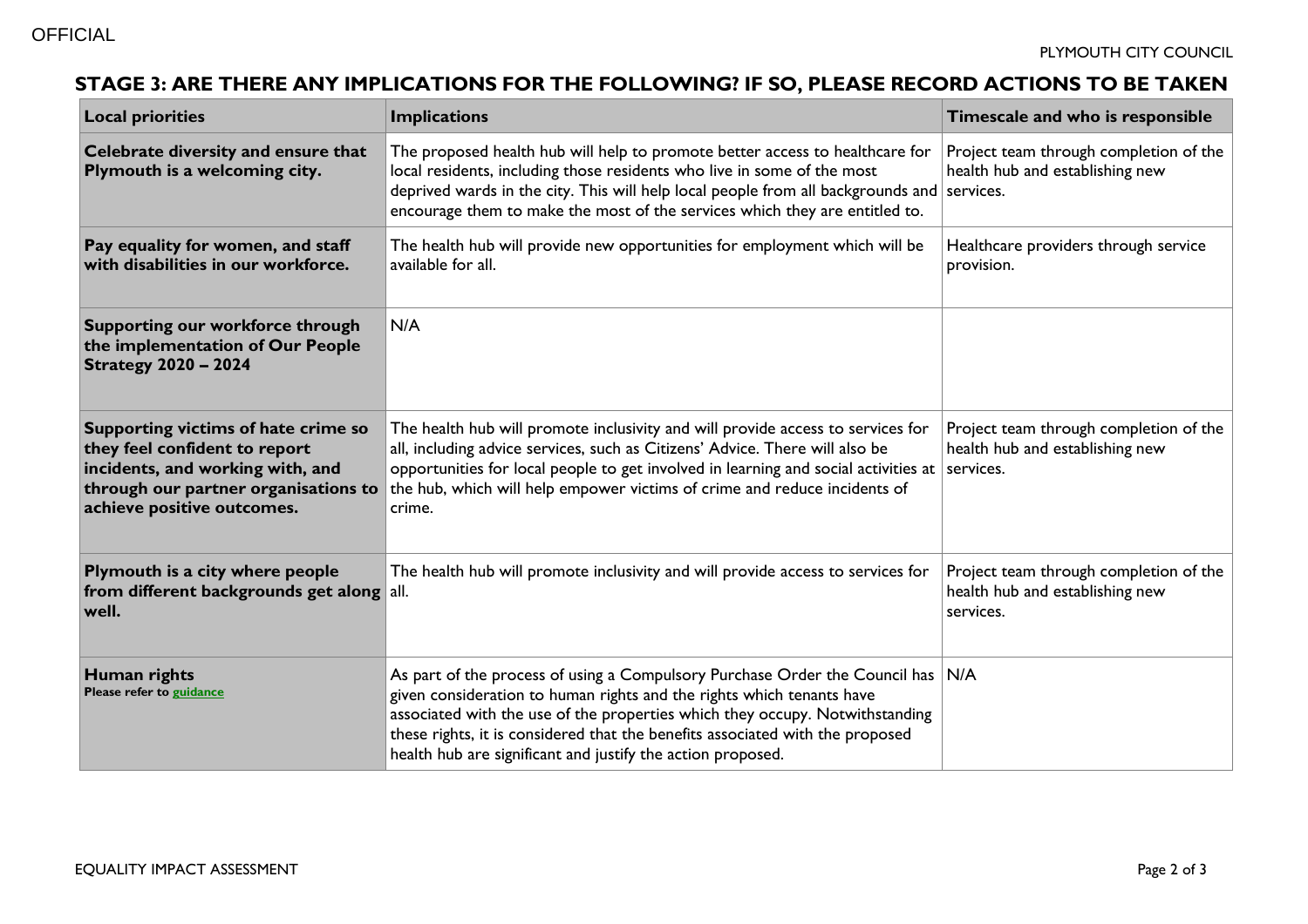## STAGE 3: ARE THERE ANY IMPLICATIONS FOR THE FOLLOWING? IF SO, PLEASE RECORD ACTIONS TO BE TAKEN

| Local priorities | Implications | Timescale and who is responsible |
|---|---|---|
| **Celebrate diversity and ensure that Plymouth is a welcoming city.** | The proposed health hub will help to promote better access to healthcare for local residents, including those residents who live in some of the most deprived wards in the city. This will help local people from all backgrounds and encourage them to make the most of the services which they are entitled to. | Project team through completion of the health hub and establishing new services. |
| **Pay equality for women, and staff with disabilities in our workforce.** | The health hub will provide new opportunities for employment which will be available for all. | Healthcare providers through service provision. |
| **Supporting our workforce through the implementation of Our People Strategy 2020 – 2024** | N/A | |
| **Supporting victims of hate crime so they feel confident to report incidents, and working with, and through our partner organisations to achieve positive outcomes.** | The health hub will promote inclusivity and will provide access to services for all, including advice services, such as Citizens' Advice. There will also be opportunities for local people to get involved in learning and social activities at the hub, which will help empower victims of crime and reduce incidents of crime. | Project team through completion of the health hub and establishing new services. |
| **Plymouth is a city where people from different backgrounds get along well.** | The health hub will promote inclusivity and will provide access to services for all. | Project team through completion of the health hub and establishing new services. |
| **Human rights** Please refer to guidance | As part of the process of using a Compulsory Purchase Order the Council has given consideration to human rights and the rights which tenants have associated with the use of the properties which they occupy. Notwithstanding these rights, it is considered that the benefits associated with the proposed health hub are significant and justify the action proposed. | N/A |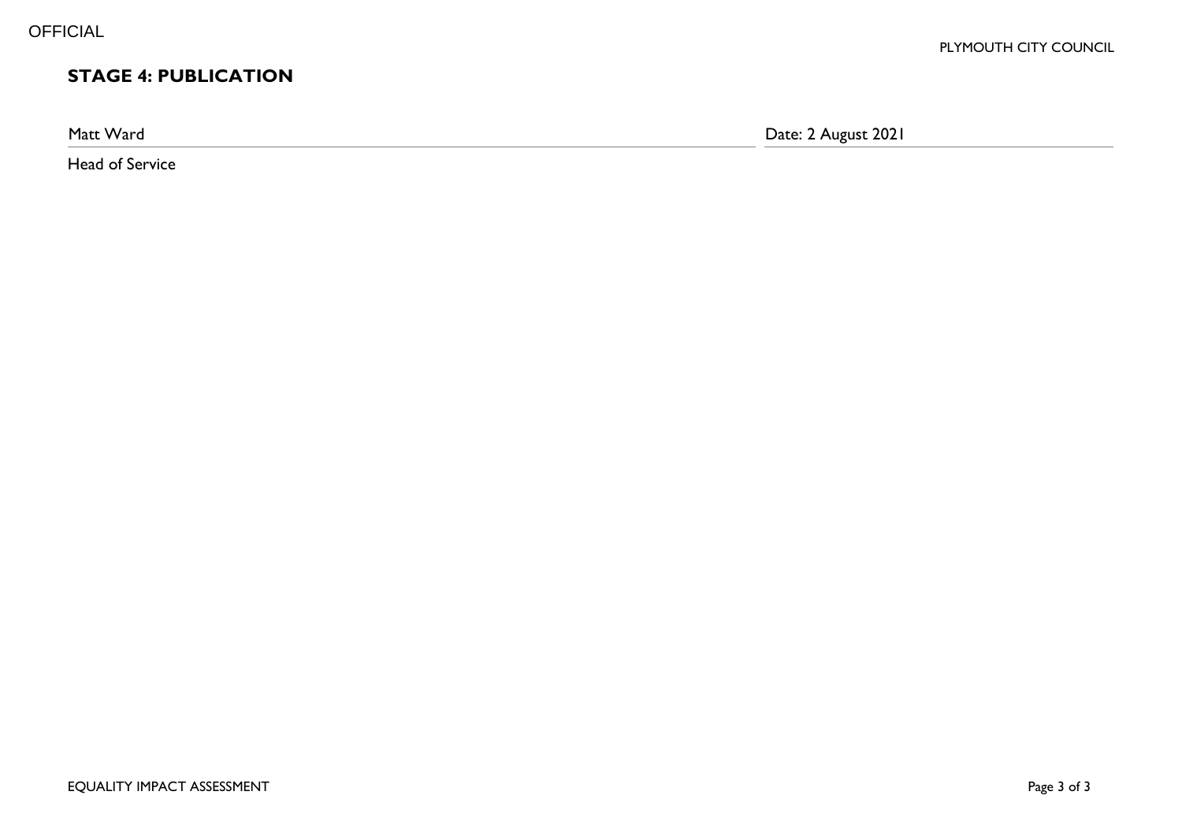## STAGE 4: PUBLICATION

| | |
|---|---|
| Matt Ward | Date: 2 August 2021 |
| Head of Service | |